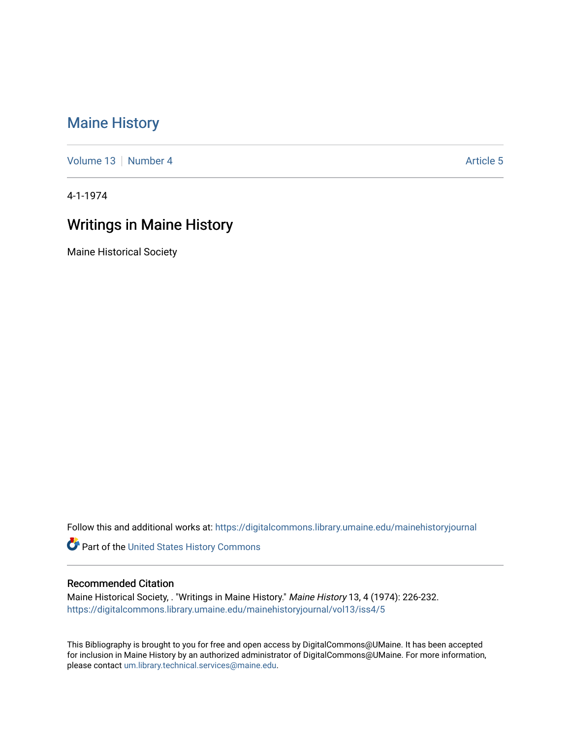# Maine History

Volume 13 | Number 4 | Article 5

4-1-1974

## Writings in Maine History

Maine Historical Society

Follow this and additional works at: https://digitalcommons.library.umaine.edu/mainehistoryjournal

Part of the United States History Commons

### Recommended Citation

Maine Historical Society, . "Writings in Maine History." *Maine History* 13, 4 (1974): 226-232. https://digitalcommons.library.umaine.edu/mainehistoryjournal/vol13/iss4/5

This Bibliography is brought to you for free and open access by DigitalCommons@UMaine. It has been accepted for inclusion in Maine History by an authorized administrator of DigitalCommons@UMaine. For more information, please contact um.library.technical.services@maine.edu.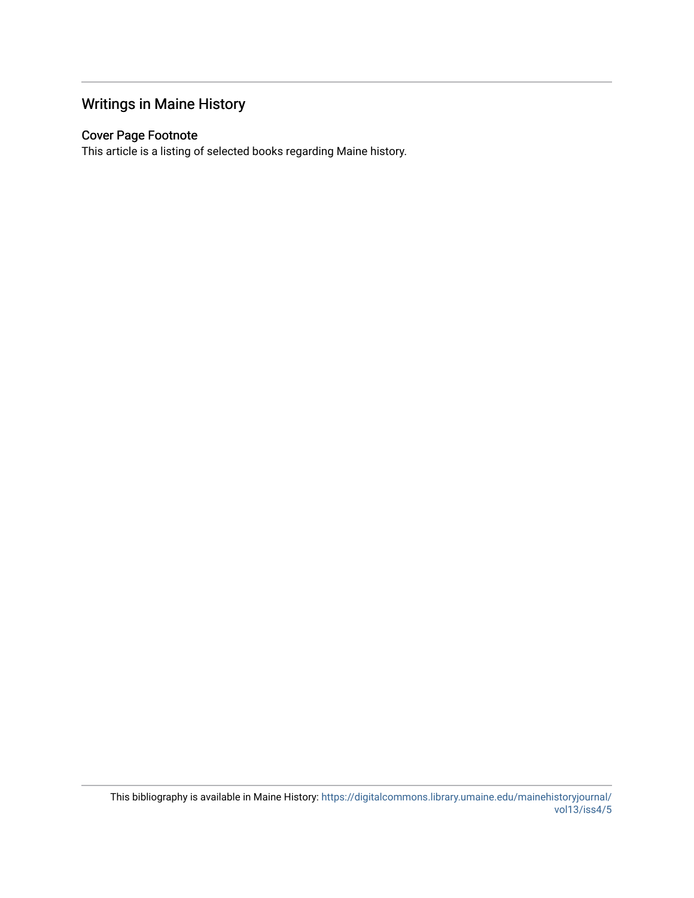## Writings in Maine History

### Cover Page Footnote

This article is a listing of selected books regarding Maine history.

This bibliography is available in Maine History: https://digitalcommons.library.umaine.edu/mainehistoryjournal/vol13/iss4/5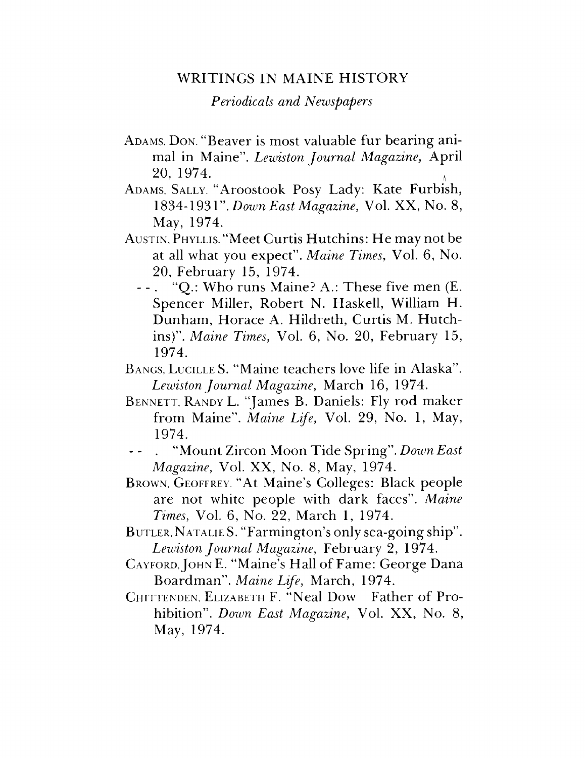## WRITINGS IN MAINE HISTORY

*Periodicals and Newspapers*

ADAMS, DON. "Beaver is most valuable fur bearing animal in Maine". *Lewiston Journal Magazine,* April 20, 1974.

ADAMS, SALLY. "Aroostook Posy Lady: Kate Furbish, 1834-1931". *Down East Magazine,* Vol. XX, No. 8, May, 1974.

AUSTIN, PHYLLIS. "Meet Curtis Hutchins: He may not be at all what you expect". *Maine Times,* Vol. 6, No. 20, February 15, 1974.

- - . "Q.: Who runs Maine? A.: These five men (E. Spencer Miller, Robert N. Haskell, William H. Dunham, Horace A. Hildreth, Curtis M. Hutchins)". *Maine Times,* Vol. 6, No. 20, February 15, 1974.

BANGS, LUCILLE S. "Maine teachers love life in Alaska". *Lewiston Journal Magazine,* March 16, 1974.

BENNETT, RANDY L. "James B. Daniels: Fly rod maker from Maine". *Maine Life,* Vol. 29, No. 1, May, 1974.

- - . "Mount Zircon Moon Tide Spring". *Down East Magazine,* Vol. XX, No. 8, May, 1974.

BROWN, GEOFFREY. "At Maine's Colleges: Black people are not white people with dark faces". *Maine Times,* Vol. 6, No. 22, March 1, 1974.

BUTLER, NATALIE S. "Farmington's only sea-going ship". *Lewiston Journal Magazine,* February 2, 1974.

CAYFORD, JOHN E. "Maine's Hall of Fame: George Dana Boardman". *Maine Life,* March, 1974.

CHITTENDEN, ELIZABETH F. "Neal Dow Father of Prohibition". *Down East Magazine,* Vol. XX, No. 8, May, 1974.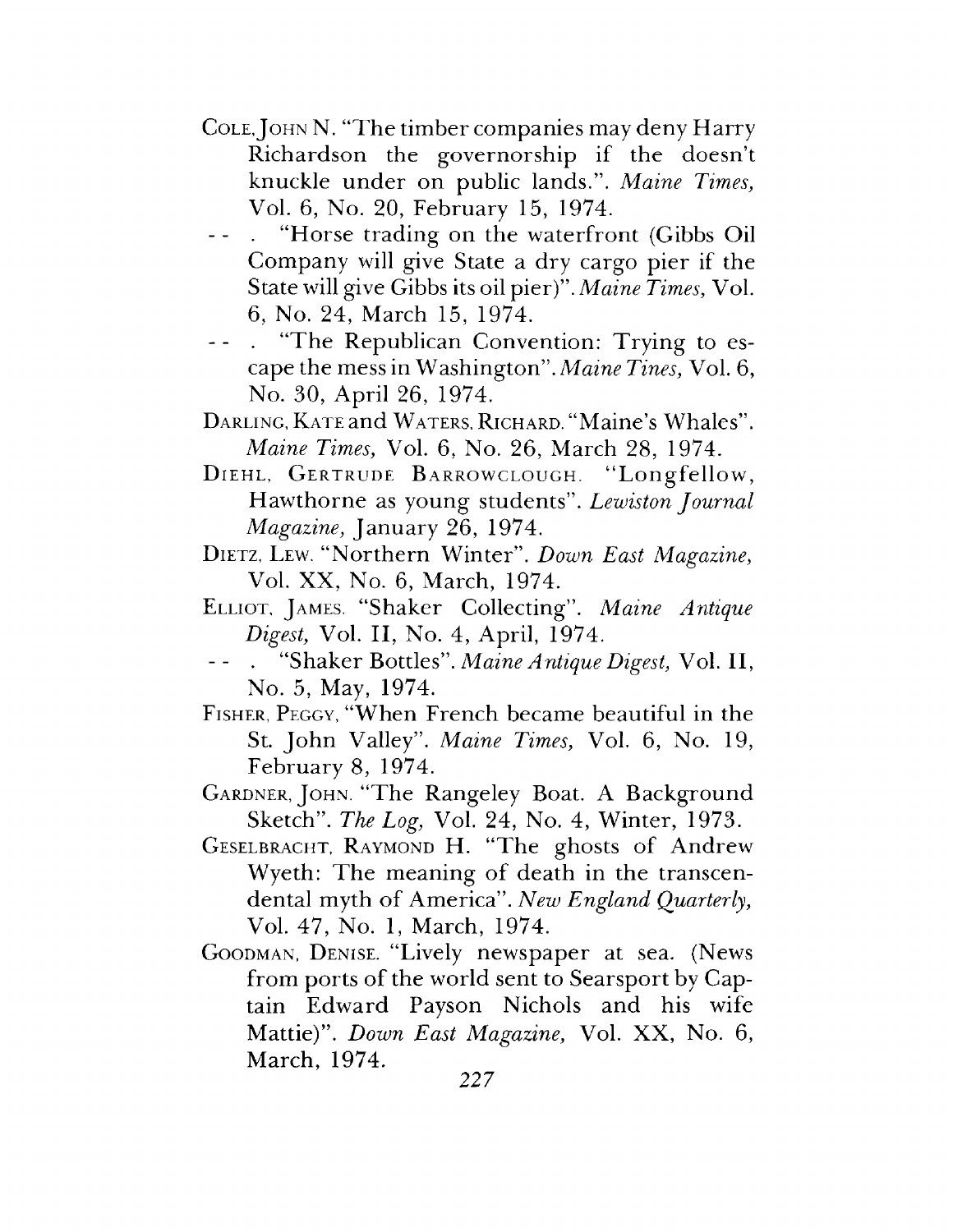COLE, JOHN N. "The timber companies may deny Harry Richardson the governorship if the doesn't knuckle under on public lands.". *Maine Times,* Vol. 6, No. 20, February 15, 1974.

-- . "Horse trading on the waterfront (Gibbs Oil Company will give State a dry cargo pier if the State will give Gibbs its oil pier)". *Maine Times,* Vol. 6, No. 24, March 15, 1974.

-- . "The Republican Convention: Trying to escape the mess in Washington". *Maine Tines,* Vol. 6, No. 30, April 26, 1974.

DARLING, KATE and WATERS, RICHARD. "Maine's Whales". *Maine Times,* Vol. 6, No. 26, March 28, 1974.

DIEHL, GERTRUDE BARROWCLOUGH. "Longfellow, Hawthorne as young students". *Lewiston Journal Magazine,* January 26, 1974.

DIETZ, LEW. "Northern Winter". *Down East Magazine,* Vol. XX, No. 6, March, 1974.

ELLIOT, JAMES. "Shaker Collecting". *Maine Antique Digest,* Vol. II, No. 4, April, 1974.

-- . "Shaker Bottles". *Maine Antique Digest,* Vol. II, No. 5, May, 1974.

FISHER, PEGGY, "When French became beautiful in the St. John Valley". *Maine Times,* Vol. 6, No. 19, February 8, 1974.

GARDNER, JOHN. "The Rangeley Boat. A Background Sketch". *The Log,* Vol. 24, No. 4, Winter, 1973.

GESELBRACHT, RAYMOND H. "The ghosts of Andrew Wyeth: The meaning of death in the transcendental myth of America". *New England Quarterly,* Vol. 47, No. 1, March, 1974.

GOODMAN, DENISE. "Lively newspaper at sea. (News from ports of the world sent to Searsport by Captain Edward Payson Nichols and his wife Mattie)". *Down East Magazine,* Vol. XX, No. 6, March, 1974.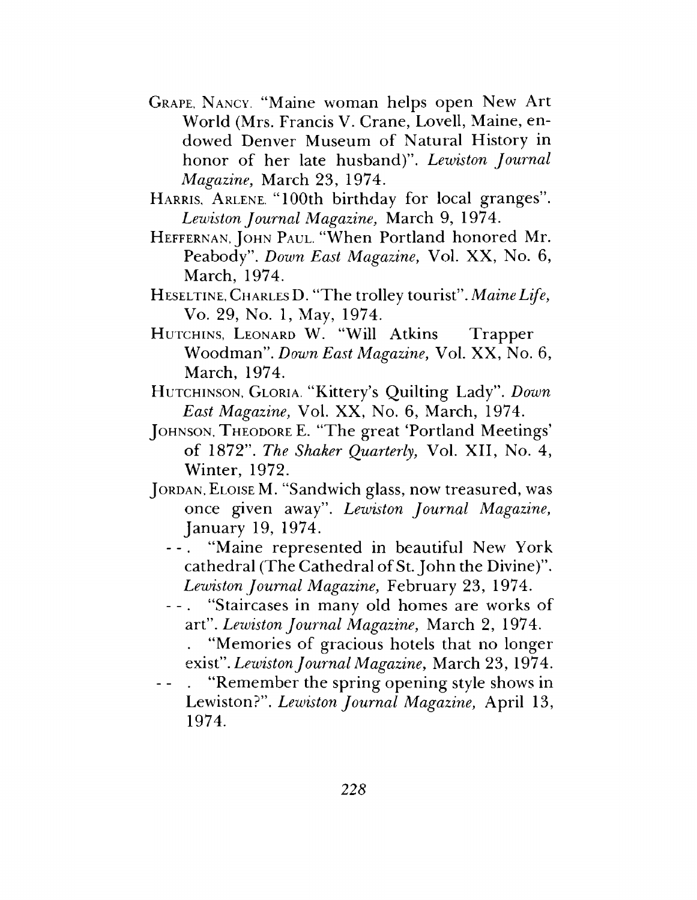GRAPE, NANCY. "Maine woman helps open New Art World (Mrs. Francis V. Crane, Lovell, Maine, endowed Denver Museum of Natural History in honor of her late husband)". *Lewiston Journal Magazine,* March 23, 1974.

HARRIS, ARLENE. "100th birthday for local granges". *Lewiston Journal Magazine,* March 9, 1974.

HEFFERNAN, JOHN PAUL. "When Portland honored Mr. Peabody". *Down East Magazine,* Vol. XX, No. 6, March, 1974.

HESELTINE, CHARLES D. "The trolley tourist". *Maine Life,* Vo. 29, No. 1, May, 1974.

HUTCHINS, LEONARD W. "Will Atkins Trapper Woodman". *Down East Magazine,* Vol. XX, No. 6, March, 1974.

HUTCHINSON, GLORIA. "Kittery's Quilting Lady". *Down East Magazine,* Vol. XX, No. 6, March, 1974.

JOHNSON, THEODORE E. "The great 'Portland Meetings' of 1872". *The Shaker Quarterly,* Vol. XII, No. 4, Winter, 1972.

JORDAN, ELOISE M. "Sandwich glass, now treasured, was once given away". *Lewiston Journal Magazine,* January 19, 1974.

--. "Maine represented in beautiful New York cathedral (The Cathedral of St. John the Divine)". *Lewiston Journal Magazine,* February 23, 1974.

--. "Staircases in many old homes are works of art". *Lewiston Journal Magazine,* March 2, 1974.

. "Memories of gracious hotels that no longer exist". *Lewiston Journal Magazine,* March 23, 1974.

-- . "Remember the spring opening style shows in Lewiston?". *Lewiston Journal Magazine,* April 13, 1974.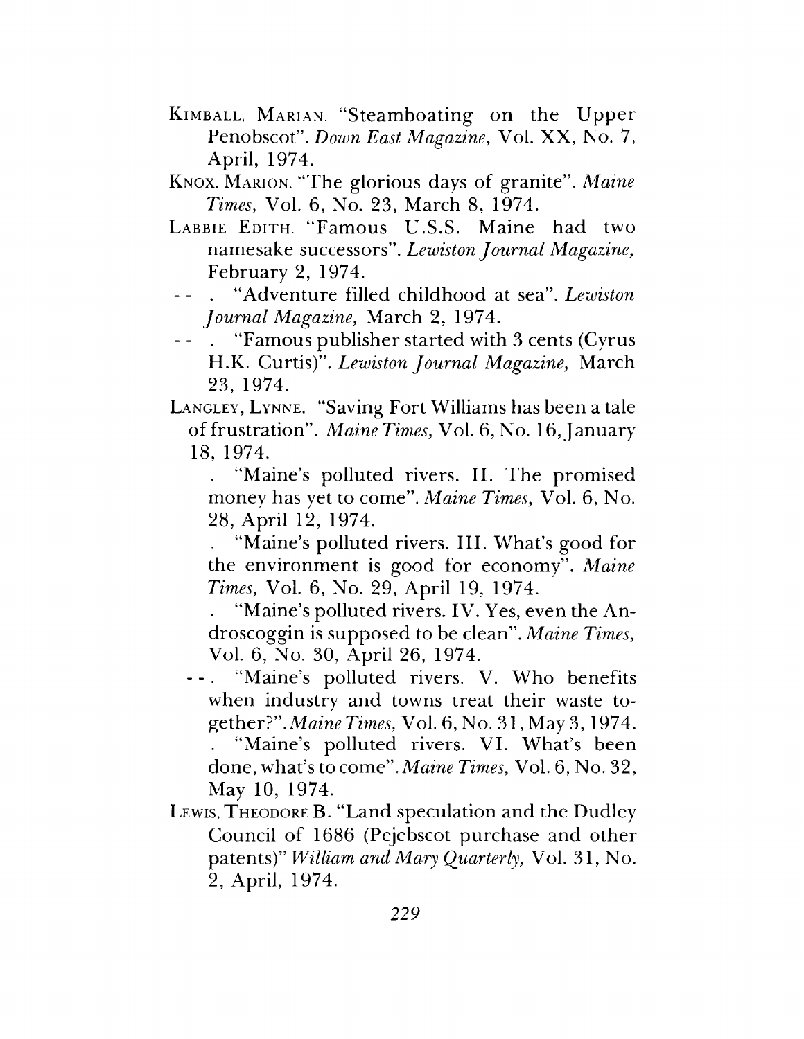KIMBALL, MARIAN. "Steamboating on the Upper Penobscot". *Down East Magazine,* Vol. XX, No. 7, April, 1974.

KNOX, MARION. "The glorious days of granite". *Maine Times,* Vol. 6, No. 23, March 8, 1974.

LABBIE EDITH. "Famous U.S.S. Maine had two namesake successors". *Lewiston Journal Magazine,* February 2, 1974.

-- . "Adventure filled childhood at sea". *Lewiston Journal Magazine,* March 2, 1974.

-- . "Famous publisher started with 3 cents (Cyrus H.K. Curtis)". *Lewiston Journal Magazine,* March 23, 1974.

LANGLEY, LYNNE. "Saving Fort Williams has been a tale of frustration". *Maine Times,* Vol. 6, No. 16, January 18, 1974.

. "Maine's polluted rivers. II. The promised money has yet to come". *Maine Times,* Vol. 6, No. 28, April 12, 1974.

. "Maine's polluted rivers. III. What's good for the environment is good for economy". *Maine Times,* Vol. 6, No. 29, April 19, 1974.

. "Maine's polluted rivers. IV. Yes, even the Androscoggin is supposed to be clean". *Maine Times,* Vol. 6, No. 30, April 26, 1974.

--. "Maine's polluted rivers. V. Who benefits when industry and towns treat their waste together?". *Maine Times,* Vol. 6, No. 31, May 3, 1974.

. "Maine's polluted rivers. VI. What's been done, what's to come". *Maine Times,* Vol. 6, No. 32, May 10, 1974.

LEWIS, THEODORE B. "Land speculation and the Dudley Council of 1686 (Pejebscot purchase and other patents)" *William and Mary Quarterly,* Vol. 31, No. 2, April, 1974.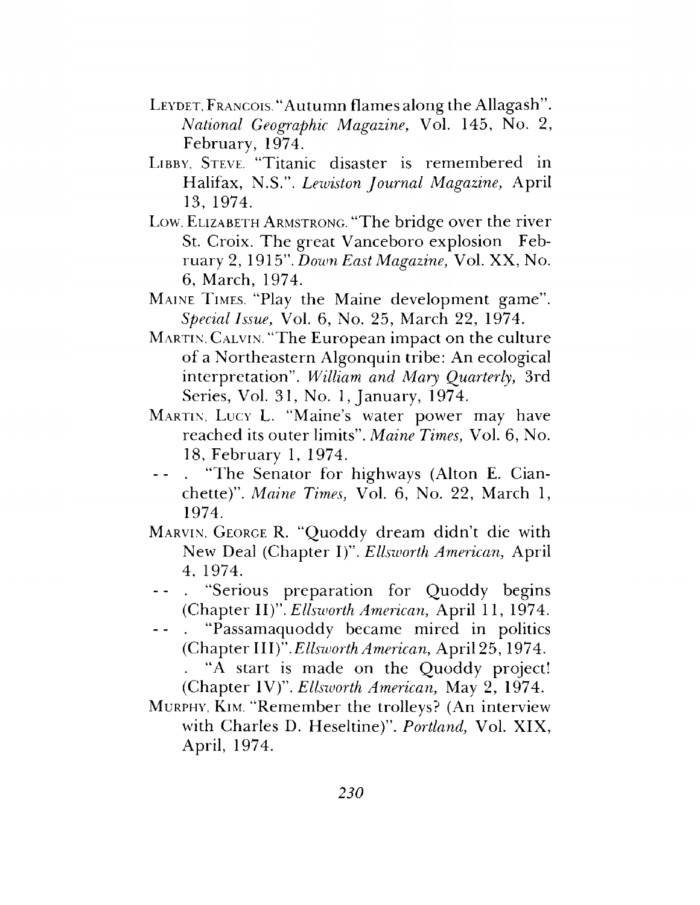LEYDET, FRANCOIS. "Autumn flames along the Allagash". *National Geographic Magazine,* Vol. 145, No. 2, February, 1974.

LIBBY, STEVE. "Titanic disaster is remembered in Halifax, N.S.". *Lewiston Journal Magazine,* April 13, 1974.

LOW, ELIZABETH ARMSTRONG. "The bridge over the river St. Croix. The great Vanceboro explosion February 2, 1915". *Down East Magazine,* Vol. XX, No. 6, March, 1974.

MAINE TIMES. "Play the Maine development game". *Special Issue,* Vol. 6, No. 25, March 22, 1974.

MARTIN, CALVIN. "The European impact on the culture of a Northeastern Algonquin tribe: An ecological interpretation". *William and Mary Quarterly,* 3rd Series, Vol. 31, No. 1, January, 1974.

MARTIN, LUCY L. "Maine's water power may have reached its outer limits". *Maine Times,* Vol. 6, No. 18, February 1, 1974.

-- . "The Senator for highways (Alton E. Cianchette)". *Maine Times,* Vol. 6, No. 22, March 1, 1974.

MARVIN, GEORGE R. "Quoddy dream didn't die with New Deal (Chapter I)". *Ellsworth American,* April 4, 1974.

-- . "Serious preparation for Quoddy begins (Chapter II)". *Ellsworth American,* April 11, 1974.

-- . "Passamaquoddy became mired in politics (Chapter III)". *Ellsworth American,* April 25, 1974.

. "A start is made on the Quoddy project! (Chapter IV)". *Ellsworth American,* May 2, 1974.

MURPHY, KIM. "Remember the trolleys? (An interview with Charles D. Heseltine)". *Portland,* Vol. XIX, April, 1974.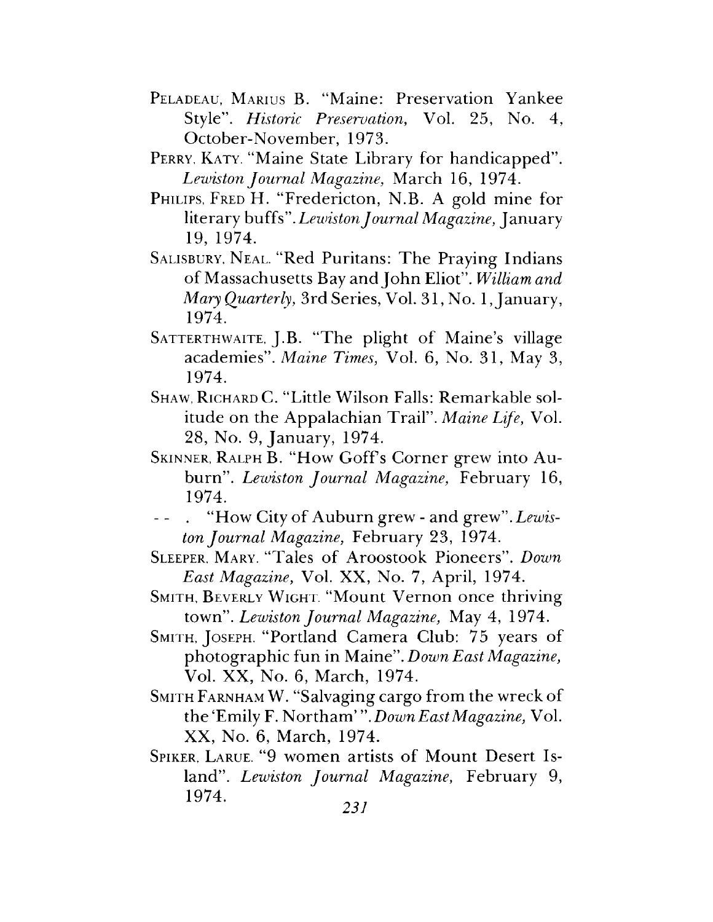PELADEAU, MARIUS B. "Maine: Preservation Yankee Style". *Historic Preservation,* Vol. 25, No. 4, October-November, 1973.

PERRY, KATY. "Maine State Library for handicapped". *Lewiston Journal Magazine,* March 16, 1974.

PHILIPS, FRED H. "Fredericton, N.B. A gold mine for literary buffs". *Lewiston Journal Magazine,* January 19, 1974.

SALISBURY, NEAL. "Red Puritans: The Praying Indians of Massachusetts Bay and John Eliot". *William and Mary Quarterly,* 3rd Series, Vol. 31, No. 1, January, 1974.

SATTERTHWAITE, J.B. "The plight of Maine's village academies". *Maine Times,* Vol. 6, No. 31, May 3, 1974.

SHAW, RICHARD C. "Little Wilson Falls: Remarkable solitude on the Appalachian Trail". *Maine Life,* Vol. 28, No. 9, January, 1974.

SKINNER, RALPH B. "How Goff's Corner grew into Auburn". *Lewiston Journal Magazine,* February 16, 1974.

-- . "How City of Auburn grew - and grew". *Lewiston Journal Magazine,* February 23, 1974.

SLEEPER, MARY. "Tales of Aroostook Pioneers". *Down East Magazine,* Vol. XX, No. 7, April, 1974.

SMITH, BEVERLY WIGHT. "Mount Vernon once thriving town". *Lewiston Journal Magazine,* May 4, 1974.

SMITH, JOSEPH. "Portland Camera Club: 75 years of photographic fun in Maine". *Down East Magazine,* Vol. XX, No. 6, March, 1974.

SMITH FARNHAM W. "Salvaging cargo from the wreck of the 'Emily F. Northam' ". *Down East Magazine,* Vol. XX, No. 6, March, 1974.

SPIKER, LARUE. "9 women artists of Mount Desert Island". *Lewiston Journal Magazine,* February 9, 1974.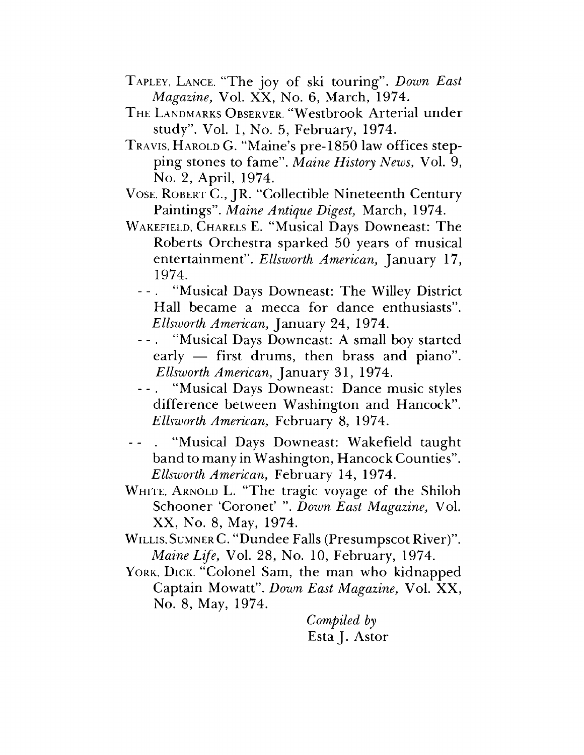TAPLEY, LANCE. "The joy of ski touring". *Down East Magazine,* Vol. XX, No. 6, March, 1974.

THE LANDMARKS OBSERVER. "Westbrook Arterial under study". Vol. 1, No. 5, February, 1974.

TRAVIS, HAROLD G. "Maine's pre-1850 law offices stepping stones to fame". *Maine History News,* Vol. 9, No. 2, April, 1974.

VOSE, ROBERT C., JR. "Collectible Nineteenth Century Paintings". *Maine Antique Digest,* March, 1974.

WAKEFIELD, CHARELS E. "Musical Days Downeast: The Roberts Orchestra sparked 50 years of musical entertainment". *Ellsworth American,* January 17, 1974.

- - . "Musical Days Downeast: The Willey District Hall became a mecca for dance enthusiasts". *Ellsworth American,* January 24, 1974.

- - . "Musical Days Downeast: A small boy started early — first drums, then brass and piano". *Ellsworth American,* January 31, 1974.

- - . "Musical Days Downeast: Dance music styles difference between Washington and Hancock". *Ellsworth American,* February 8, 1974.

- - . "Musical Days Downeast: Wakefield taught band to many in Washington, Hancock Counties". *Ellsworth American,* February 14, 1974.

WHITE, ARNOLD L. "The tragic voyage of the Shiloh Schooner 'Coronet' ". *Down East Magazine,* Vol. XX, No. 8, May, 1974.

WILLIS, SUMNER C. "Dundee Falls (Presumpscot River)". *Maine Life,* Vol. 28, No. 10, February, 1974.

YORK, DICK. "Colonel Sam, the man who kidnapped Captain Mowatt". *Down East Magazine,* Vol. XX, No. 8, May, 1974.

*Compiled by*
Esta J. Astor